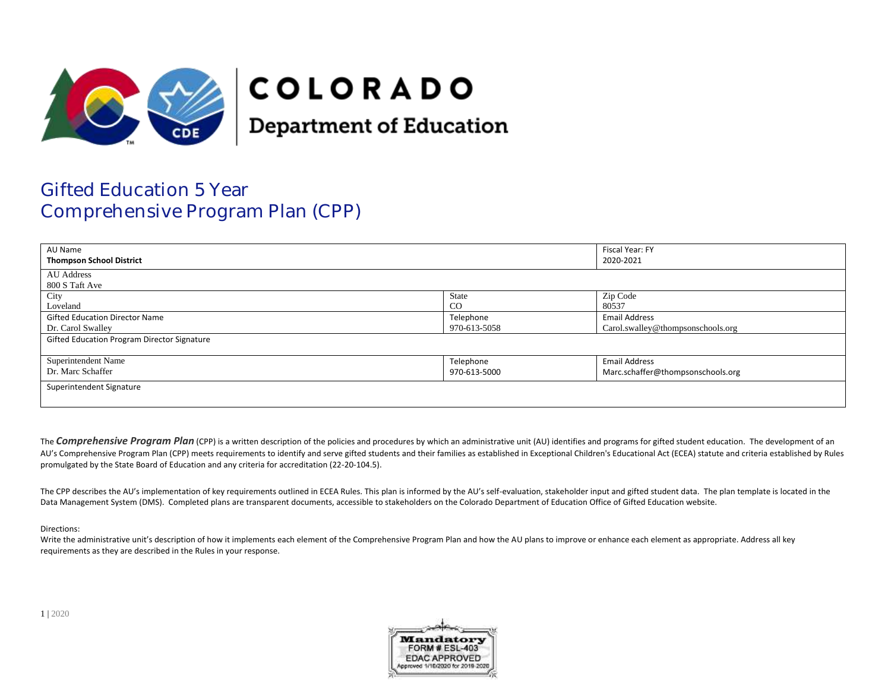COLORADO

Department of Education

# Gifted Education 5 Year Comprehensive Program Plan (CPP)

| | | |
|---|---|---|
| AU Name<br>**Thompson School District** | | Fiscal Year: FY<br>2020-2021 |
| AU Address<br>800 S Taft Ave | | |
| City<br>Loveland | State<br>CO | Zip Code<br>80537 |
| Gifted Education Director Name<br>Dr. Carol Swalley | Telephone<br>970-613-5058 | Email Address<br>Carol.swalley@thompsonschools.org |
| Gifted Education Program Director Signature | | |
| Superintendent Name<br>Dr. Marc Schaffer | Telephone<br>970-613-5000 | Email Address<br>Marc.schaffer@thompsonschools.org |
| Superintendent Signature | | |

The ***Comprehensive Program Plan*** (CPP) is a written description of the policies and procedures by which an administrative unit (AU) identifies and programs for gifted student education. The development of an AU's Comprehensive Program Plan (CPP) meets requirements to identify and serve gifted students and their families as established in Exceptional Children's Educational Act (ECEA) statute and criteria established by Rules promulgated by the State Board of Education and any criteria for accreditation (22-20-104.5).

The CPP describes the AU's implementation of key requirements outlined in ECEA Rules. This plan is informed by the AU's self-evaluation, stakeholder input and gifted student data. The plan template is located in the Data Management System (DMS). Completed plans are transparent documents, accessible to stakeholders on the Colorado Department of Education Office of Gifted Education website.

Directions:
Write the administrative unit's description of how it implements each element of the Comprehensive Program Plan and how the AU plans to improve or enhance each element as appropriate. Address all key requirements as they are described in the Rules in your response.

Mandatory FORM # ESL-403 EDAC APPROVED Approved 1/10/2020 for 2019-2020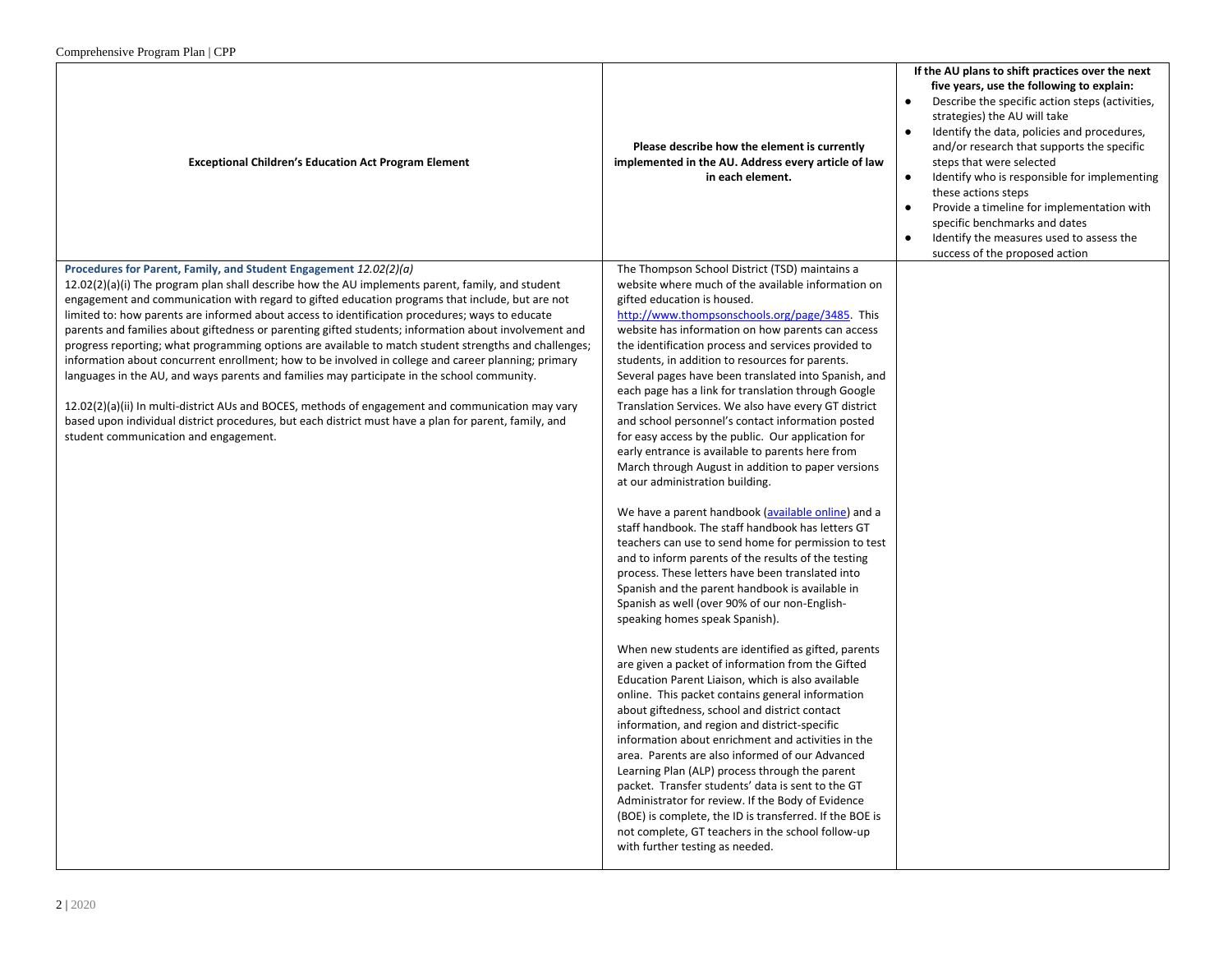| Exceptional Children's Education Act Program Element | Please describe how the element is currently implemented in the AU. Address every article of law in each element. | If the AU plans to shift practices over the next five years, use the following to explain:<br>• Describe the specific action steps (activities, strategies) the AU will take<br>• Identify the data, policies and procedures, and/or research that supports the specific steps that were selected<br>• Identify who is responsible for implementing these actions steps<br>• Provide a timeline for implementation with specific benchmarks and dates<br>• Identify the measures used to assess the success of the proposed action |
|---|---|---|
| **Procedures for Parent, Family, and Student Engagement** *12.02(2)(a)*<br>12.02(2)(a)(i) The program plan shall describe how the AU implements parent, family, and student engagement and communication with regard to gifted education programs that include, but are not limited to: how parents are informed about access to identification procedures; ways to educate parents and families about giftedness or parenting gifted students; information about involvement and progress reporting; what programming options are available to match student strengths and challenges; information about concurrent enrollment; how to be involved in college and career planning; primary languages in the AU, and ways parents and families may participate in the school community.<br><br>12.02(2)(a)(ii) In multi-district AUs and BOCES, methods of engagement and communication may vary based upon individual district procedures, but each district must have a plan for parent, family, and student communication and engagement. | The Thompson School District (TSD) maintains a website where much of the available information on gifted education is housed. http://www.thompsonschools.org/page/3485. This website has information on how parents can access the identification process and services provided to students, in addition to resources for parents. Several pages have been translated into Spanish, and each page has a link for translation through Google Translation Services. We also have every GT district and school personnel's contact information posted for easy access by the public. Our application for early entrance is available to parents here from March through August in addition to paper versions at our administration building.<br><br>We have a parent handbook (available online) and a staff handbook. The staff handbook has letters GT teachers can use to send home for permission to test and to inform parents of the results of the testing process. These letters have been translated into Spanish and the parent handbook is available in Spanish as well (over 90% of our non-English-speaking homes speak Spanish).<br><br>When new students are identified as gifted, parents are given a packet of information from the Gifted Education Parent Liaison, which is also available online. This packet contains general information about giftedness, school and district contact information, and region and district-specific information about enrichment and activities in the area. Parents are also informed of our Advanced Learning Plan (ALP) process through the parent packet. Transfer students' data is sent to the GT Administrator for review. If the Body of Evidence (BOE) is complete, the ID is transferred. If the BOE is not complete, GT teachers in the school follow-up with further testing as needed. | |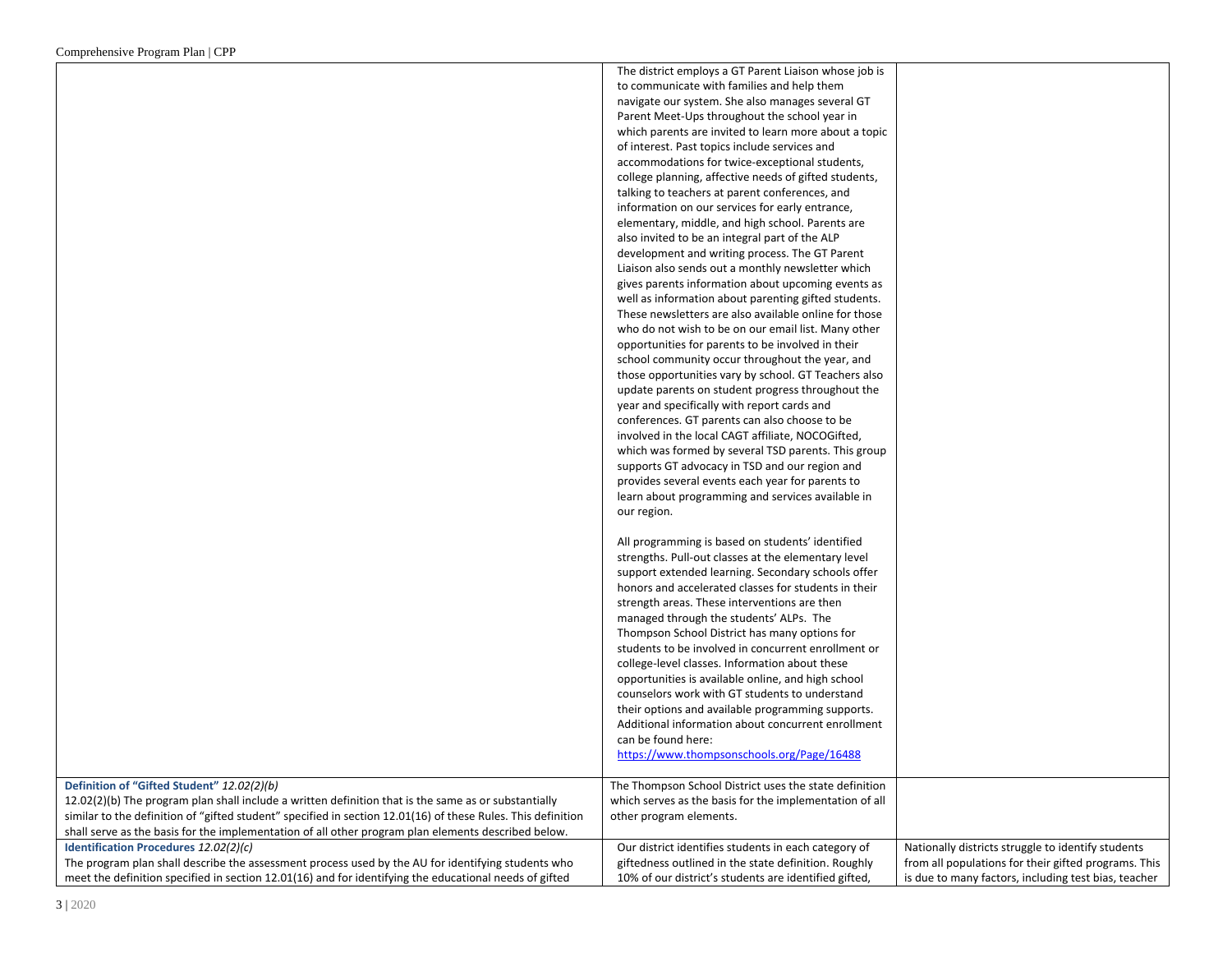| | | |
|---|---|---|
| | The district employs a GT Parent Liaison whose job is to communicate with families and help them navigate our system. She also manages several GT Parent Meet-Ups throughout the school year in which parents are invited to learn more about a topic of interest. Past topics include services and accommodations for twice-exceptional students, college planning, affective needs of gifted students, talking to teachers at parent conferences, and information on our services for early entrance, elementary, middle, and high school. Parents are also invited to be an integral part of the ALP development and writing process. The GT Parent Liaison also sends out a monthly newsletter which gives parents information about upcoming events as well as information about parenting gifted students. These newsletters are also available online for those who do not wish to be on our email list. Many other opportunities for parents to be involved in their school community occur throughout the year, and those opportunities vary by school. GT Teachers also update parents on student progress throughout the year and specifically with report cards and conferences. GT parents can also choose to be involved in the local CAGT affiliate, NOCOGifted, which was formed by several TSD parents. This group supports GT advocacy in TSD and our region and provides several events each year for parents to learn about programming and services available in our region.<br><br>All programming is based on students' identified strengths. Pull-out classes at the elementary level support extended learning. Secondary schools offer honors and accelerated classes for students in their strength areas. These interventions are then managed through the students' ALPs. The Thompson School District has many options for students to be involved in concurrent enrollment or college-level classes. Information about these opportunities is available online, and high school counselors work with GT students to understand their options and available programming supports. Additional information about concurrent enrollment can be found here: https://www.thompsonschools.org/Page/16488 | |
| **Definition of "Gifted Student"** *12.02(2)(b)*<br>12.02(2)(b) The program plan shall include a written definition that is the same as or substantially similar to the definition of "gifted student" specified in section 12.01(16) of these Rules. This definition shall serve as the basis for the implementation of all other program plan elements described below. | The Thompson School District uses the state definition which serves as the basis for the implementation of all other program elements. | |
| **Identification Procedures** *12.02(2)(c)*<br>The program plan shall describe the assessment process used by the AU for identifying students who meet the definition specified in section 12.01(16) and for identifying the educational needs of gifted | Our district identifies students in each category of giftedness outlined in the state definition. Roughly 10% of our district's students are identified gifted, | Nationally districts struggle to identify students from all populations for their gifted programs. This is due to many factors, including test bias, teacher |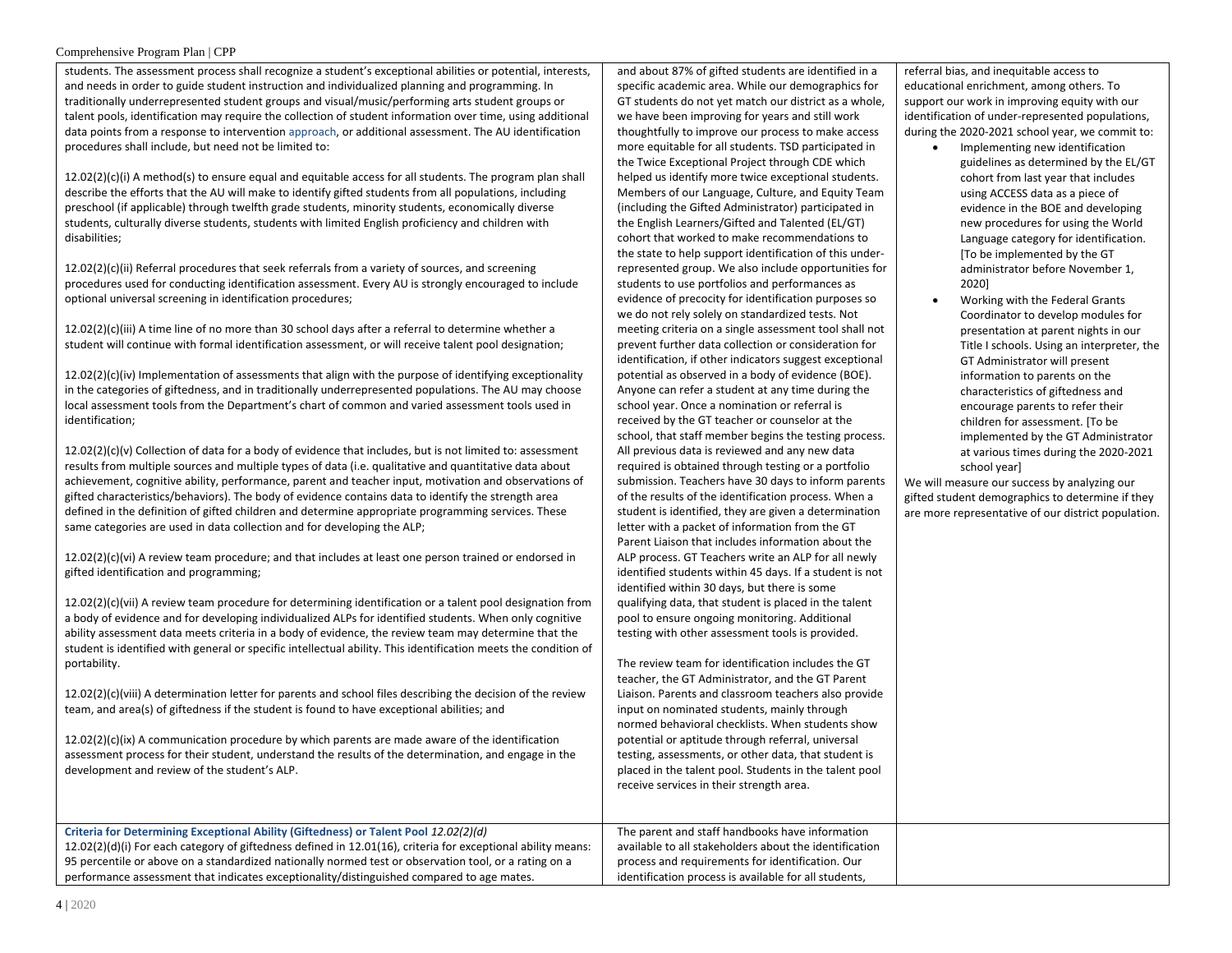| | | |
|---|---|---|
| students. The assessment process shall recognize a student's exceptional abilities or potential, interests, and needs in order to guide student instruction and individualized planning and programming. In traditionally underrepresented student groups and visual/music/performing arts student groups or talent pools, identification may require the collection of student information over time, using additional data points from a response to intervention approach, or additional assessment. The AU identification procedures shall include, but need not be limited to:<br><br>12.02(2)(c)(i) A method(s) to ensure equal and equitable access for all students. The program plan shall describe the efforts that the AU will make to identify gifted students from all populations, including preschool (if applicable) through twelfth grade students, minority students, economically diverse students, culturally diverse students, students with limited English proficiency and children with disabilities;<br><br>12.02(2)(c)(ii) Referral procedures that seek referrals from a variety of sources, and screening procedures used for conducting identification assessment. Every AU is strongly encouraged to include optional universal screening in identification procedures;<br><br>12.02(2)(c)(iii) A time line of no more than 30 school days after a referral to determine whether a student will continue with formal identification assessment, or will receive talent pool designation;<br><br>12.02(2)(c)(iv) Implementation of assessments that align with the purpose of identifying exceptionality in the categories of giftedness, and in traditionally underrepresented populations. The AU may choose local assessment tools from the Department's chart of common and varied assessment tools used in identification;<br><br>12.02(2)(c)(v) Collection of data for a body of evidence that includes, but is not limited to: assessment results from multiple sources and multiple types of data (i.e. qualitative and quantitative data about achievement, cognitive ability, performance, parent and teacher input, motivation and observations of gifted characteristics/behaviors). The body of evidence contains data to identify the strength area defined in the definition of gifted children and determine appropriate programming services. These same categories are used in data collection and for developing the ALP;<br><br>12.02(2)(c)(vi) A review team procedure; and that includes at least one person trained or endorsed in gifted identification and programming;<br><br>12.02(2)(c)(vii) A review team procedure for determining identification or a talent pool designation from a body of evidence and for developing individualized ALPs for identified students. When only cognitive ability assessment data meets criteria in a body of evidence, the review team may determine that the student is identified with general or specific intellectual ability. This identification meets the condition of portability.<br><br>12.02(2)(c)(viii) A determination letter for parents and school files describing the decision of the review team, and area(s) of giftedness if the student is found to have exceptional abilities; and<br><br>12.02(2)(c)(ix) A communication procedure by which parents are made aware of the identification assessment process for their student, understand the results of the determination, and engage in the development and review of the student's ALP. | and about 87% of gifted students are identified in a specific academic area. While our demographics for GT students do not yet match our district as a whole, we have been improving for years and still work thoughtfully to improve our process to make access more equitable for all students. TSD participated in the Twice Exceptional Project through CDE which helped us identify more twice exceptional students. Members of our Language, Culture, and Equity Team (including the Gifted Administrator) participated in the English Learners/Gifted and Talented (EL/GT) cohort that worked to make recommendations to the state to help support identification of this under-represented group. We also include opportunities for students to use portfolios and performances as evidence of precocity for identification purposes so we do not rely solely on standardized tests. Not meeting criteria on a single assessment tool shall not prevent further data collection or consideration for identification, if other indicators suggest exceptional potential as observed in a body of evidence (BOE). Anyone can refer a student at any time during the school year. Once a nomination or referral is received by the GT teacher or counselor at the school, that staff member begins the testing process. All previous data is reviewed and any new data required is obtained through testing or a portfolio submission. Teachers have 30 days to inform parents of the results of the identification process. When a student is identified, they are given a determination letter with a packet of information from the GT Parent Liaison that includes information about the ALP process. GT Teachers write an ALP for all newly identified students within 45 days. If a student is not identified within 30 days, but there is some qualifying data, that student is placed in the talent pool to ensure ongoing monitoring. Additional testing with other assessment tools is provided.<br><br>The review team for identification includes the GT teacher, the GT Administrator, and the GT Parent Liaison. Parents and classroom teachers also provide input on nominated students, mainly through normed behavioral checklists. When students show potential or aptitude through referral, universal testing, assessments, or other data, that student is placed in the talent pool. Students in the talent pool receive services in their strength area. | referral bias, and inequitable access to educational enrichment, among others. To support our work in improving equity with our identification of under-represented populations, during the 2020-2021 school year, we commit to:<br>• Implementing new identification guidelines as determined by the EL/GT cohort from last year that includes using ACCESS data as a piece of evidence in the BOE and developing new procedures for using the World Language category for identification. [To be implemented by the GT administrator before November 1, 2020]<br>• Working with the Federal Grants Coordinator to develop modules for presentation at parent nights in our Title I schools. Using an interpreter, the GT Administrator will present information to parents on the characteristics of giftedness and encourage parents to refer their children for assessment. [To be implemented by the GT Administrator at various times during the 2020-2021 school year]<br><br>We will measure our success by analyzing our gifted student demographics to determine if they are more representative of our district population. |
| **Criteria for Determining Exceptional Ability (Giftedness) or Talent Pool** *12.02(2)(d)*<br>12.02(2)(d)(i) For each category of giftedness defined in 12.01(16), criteria for exceptional ability means: 95 percentile or above on a standardized nationally normed test or observation tool, or a rating on a performance assessment that indicates exceptionality/distinguished compared to age mates. | The parent and staff handbooks have information available to all stakeholders about the identification process and requirements for identification. Our identification process is available for all students, | |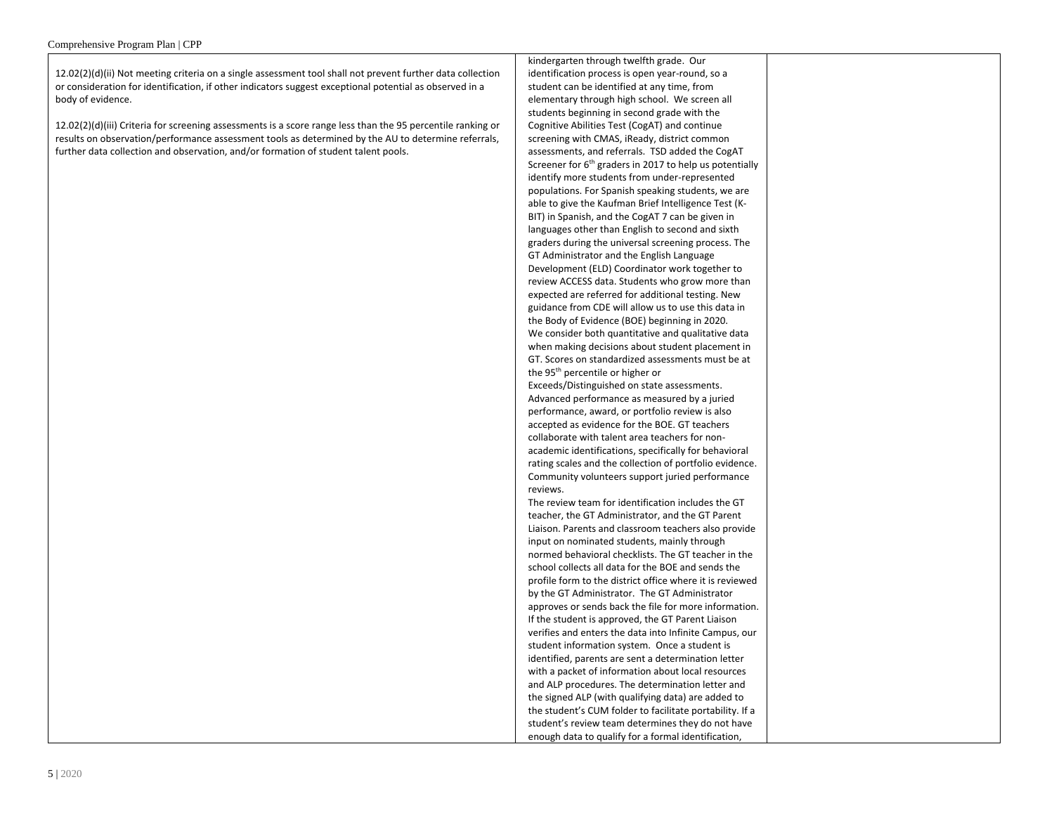| | | |
|---|---|---|
| 12.02(2)(d)(ii) Not meeting criteria on a single assessment tool shall not prevent further data collection or consideration for identification, if other indicators suggest exceptional potential as observed in a body of evidence.<br><br>12.02(2)(d)(iii) Criteria for screening assessments is a score range less than the 95 percentile ranking or results on observation/performance assessment tools as determined by the AU to determine referrals, further data collection and observation, and/or formation of student talent pools. | kindergarten through twelfth grade. Our identification process is open year-round, so a student can be identified at any time, from elementary through high school. We screen all students beginning in second grade with the Cognitive Abilities Test (CogAT) and continue screening with CMAS, iReady, district common assessments, and referrals. TSD added the CogAT Screener for 6th graders in 2017 to help us potentially identify more students from under-represented populations. For Spanish speaking students, we are able to give the Kaufman Brief Intelligence Test (K-BIT) in Spanish, and the CogAT 7 can be given in languages other than English to second and sixth graders during the universal screening process. The GT Administrator and the English Language Development (ELD) Coordinator work together to review ACCESS data. Students who grow more than expected are referred for additional testing. New guidance from CDE will allow us to use this data in the Body of Evidence (BOE) beginning in 2020.<br>We consider both quantitative and qualitative data when making decisions about student placement in GT. Scores on standardized assessments must be at the 95th percentile or higher or Exceeds/Distinguished on state assessments. Advanced performance as measured by a juried performance, award, or portfolio review is also accepted as evidence for the BOE. GT teachers collaborate with talent area teachers for non-academic identifications, specifically for behavioral rating scales and the collection of portfolio evidence. Community volunteers support juried performance reviews.<br>The review team for identification includes the GT teacher, the GT Administrator, and the GT Parent Liaison. Parents and classroom teachers also provide input on nominated students, mainly through normed behavioral checklists. The GT teacher in the school collects all data for the BOE and sends the profile form to the district office where it is reviewed by the GT Administrator. The GT Administrator approves or sends back the file for more information. If the student is approved, the GT Parent Liaison verifies and enters the data into Infinite Campus, our student information system. Once a student is identified, parents are sent a determination letter with a packet of information about local resources and ALP procedures. The determination letter and the signed ALP (with qualifying data) are added to the student's CUM folder to facilitate portability. If a student's review team determines they do not have enough data to qualify for a formal identification, | |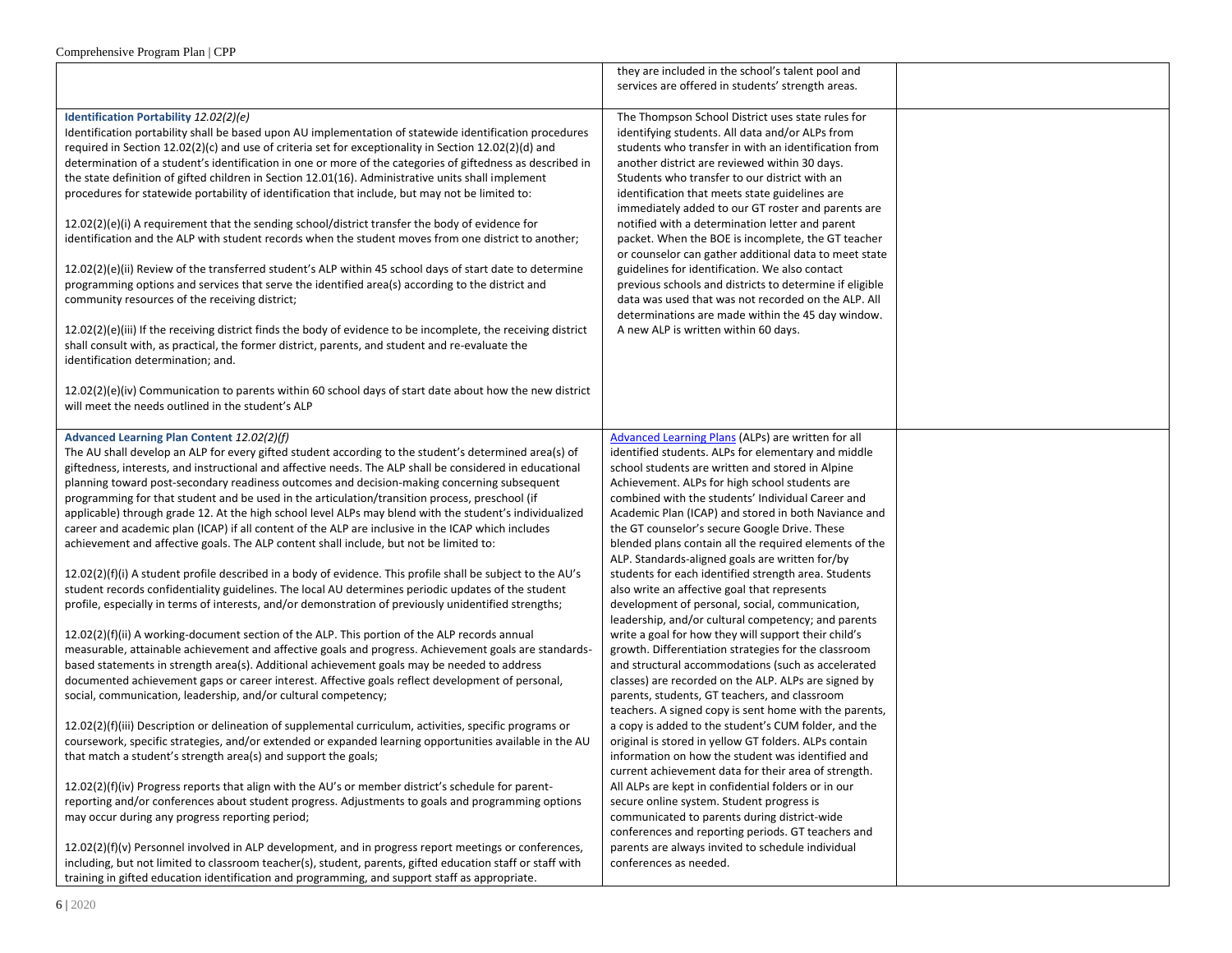| | | |
|---|---|---|
| | they are included in the school's talent pool and services are offered in students' strength areas. | |
| **Identification Portability** *12.02(2)(e)*<br>Identification portability shall be based upon AU implementation of statewide identification procedures required in Section 12.02(2)(c) and use of criteria set for exceptionality in Section 12.02(2)(d) and determination of a student's identification in one or more of the categories of giftedness as described in the state definition of gifted children in Section 12.01(16). Administrative units shall implement procedures for statewide portability of identification that include, but may not be limited to:<br><br>12.02(2)(e)(i) A requirement that the sending school/district transfer the body of evidence for identification and the ALP with student records when the student moves from one district to another;<br><br>12.02(2)(e)(ii) Review of the transferred student's ALP within 45 school days of start date to determine programming options and services that serve the identified area(s) according to the district and community resources of the receiving district;<br><br>12.02(2)(e)(iii) If the receiving district finds the body of evidence to be incomplete, the receiving district shall consult with, as practical, the former district, parents, and student and re-evaluate the identification determination; and.<br><br>12.02(2)(e)(iv) Communication to parents within 60 school days of start date about how the new district will meet the needs outlined in the student's ALP | The Thompson School District uses state rules for identifying students. All data and/or ALPs from students who transfer in with an identification from another district are reviewed within 30 days. Students who transfer to our district with an identification that meets state guidelines are immediately added to our GT roster and parents are notified with a determination letter and parent packet. When the BOE is incomplete, the GT teacher or counselor can gather additional data to meet state guidelines for identification. We also contact previous schools and districts to determine if eligible data was used that was not recorded on the ALP. All determinations are made within the 45 day window. A new ALP is written within 60 days. | |
| **Advanced Learning Plan Content** *12.02(2)(f)*<br>The AU shall develop an ALP for every gifted student according to the student's determined area(s) of giftedness, interests, and instructional and affective needs. The ALP shall be considered in educational planning toward post-secondary readiness outcomes and decision-making concerning subsequent programming for that student and be used in the articulation/transition process, preschool (if applicable) through grade 12. At the high school level ALPs may blend with the student's individualized career and academic plan (ICAP) if all content of the ALP are inclusive in the ICAP which includes achievement and affective goals. The ALP content shall include, but not be limited to:<br><br>12.02(2)(f)(i) A student profile described in a body of evidence. This profile shall be subject to the AU's student records confidentiality guidelines. The local AU determines periodic updates of the student profile, especially in terms of interests, and/or demonstration of previously unidentified strengths;<br><br>12.02(2)(f)(ii) A working-document section of the ALP. This portion of the ALP records annual measurable, attainable achievement and affective goals and progress. Achievement goals are standards-based statements in strength area(s). Additional achievement goals may be needed to address documented achievement gaps or career interest. Affective goals reflect development of personal, social, communication, leadership, and/or cultural competency;<br><br>12.02(2)(f)(iii) Description or delineation of supplemental curriculum, activities, specific programs or coursework, specific strategies, and/or extended or expanded learning opportunities available in the AU that match a student's strength area(s) and support the goals;<br><br>12.02(2)(f)(iv) Progress reports that align with the AU's or member district's schedule for parent-reporting and/or conferences about student progress. Adjustments to goals and programming options may occur during any progress reporting period;<br><br>12.02(2)(f)(v) Personnel involved in ALP development, and in progress report meetings or conferences, including, but not limited to classroom teacher(s), student, parents, gifted education staff or staff with training in gifted education identification and programming, and support staff as appropriate. | Advanced Learning Plans (ALPs) are written for all identified students. ALPs for elementary and middle school students are written and stored in Alpine Achievement. ALPs for high school students are combined with the students' Individual Career and Academic Plan (ICAP) and stored in both Naviance and the GT counselor's secure Google Drive. These blended plans contain all the required elements of the ALP. Standards-aligned goals are written for/by students for each identified strength area. Students also write an affective goal that represents development of personal, social, communication, leadership, and/or cultural competency; and parents write a goal for how they will support their child's growth. Differentiation strategies for the classroom and structural accommodations (such as accelerated classes) are recorded on the ALP. ALPs are signed by parents, students, GT teachers, and classroom teachers. A signed copy is sent home with the parents, a copy is added to the student's CUM folder, and the original is stored in yellow GT folders. ALPs contain information on how the student was identified and current achievement data for their area of strength. All ALPs are kept in confidential folders or in our secure online system. Student progress is communicated to parents during district-wide conferences and reporting periods. GT teachers and parents are always invited to schedule individual conferences as needed. | |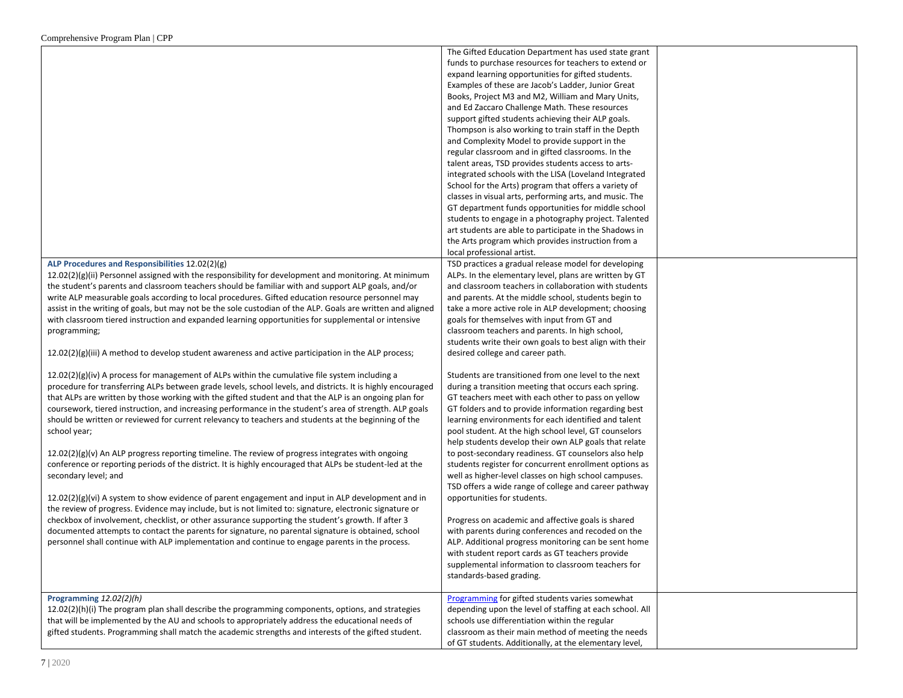| | | |
|---|---|---|
| | The Gifted Education Department has used state grant funds to purchase resources for teachers to extend or expand learning opportunities for gifted students. Examples of these are Jacob's Ladder, Junior Great Books, Project M3 and M2, William and Mary Units, and Ed Zaccaro Challenge Math. These resources support gifted students achieving their ALP goals. Thompson is also working to train staff in the Depth and Complexity Model to provide support in the regular classroom and in gifted classrooms. In the talent areas, TSD provides students access to arts-integrated schools with the LISA (Loveland Integrated School for the Arts) program that offers a variety of classes in visual arts, performing arts, and music. The GT department funds opportunities for middle school students to engage in a photography project. Talented art students are able to participate in the Shadows in the Arts program which provides instruction from a local professional artist. | |
| **ALP Procedures and Responsibilities** 12.02(2)(g)<br>12.02(2)(g)(ii) Personnel assigned with the responsibility for development and monitoring. At minimum the student's parents and classroom teachers should be familiar with and support ALP goals, and/or write ALP measurable goals according to local procedures. Gifted education resource personnel may assist in the writing of goals, but may not be the sole custodian of the ALP. Goals are written and aligned with classroom tiered instruction and expanded learning opportunities for supplemental or intensive programming;<br><br>12.02(2)(g)(iii) A method to develop student awareness and active participation in the ALP process;<br><br>12.02(2)(g)(iv) A process for management of ALPs within the cumulative file system including a procedure for transferring ALPs between grade levels, school levels, and districts. It is highly encouraged that ALPs are written by those working with the gifted student and that the ALP is an ongoing plan for coursework, tiered instruction, and increasing performance in the student's area of strength. ALP goals should be written or reviewed for current relevancy to teachers and students at the beginning of the school year;<br><br>12.02(2)(g)(v) An ALP progress reporting timeline. The review of progress integrates with ongoing conference or reporting periods of the district. It is highly encouraged that ALPs be student-led at the secondary level; and<br><br>12.02(2)(g)(vi) A system to show evidence of parent engagement and input in ALP development and in the review of progress. Evidence may include, but is not limited to: signature, electronic signature or checkbox of involvement, checklist, or other assurance supporting the student's growth. If after 3 documented attempts to contact the parents for signature, no parental signature is obtained, school personnel shall continue with ALP implementation and continue to engage parents in the process. | TSD practices a gradual release model for developing ALPs. In the elementary level, plans are written by GT and classroom teachers in collaboration with students and parents. At the middle school, students begin to take a more active role in ALP development; choosing goals for themselves with input from GT and classroom teachers and parents. In high school, students write their own goals to best align with their desired college and career path.<br><br>Students are transitioned from one level to the next during a transition meeting that occurs each spring. GT teachers meet with each other to pass on yellow GT folders and to provide information regarding best learning environments for each identified and talent pool student. At the high school level, GT counselors help students develop their own ALP goals that relate to post-secondary readiness. GT counselors also help students register for concurrent enrollment options as well as higher-level classes on high school campuses. TSD offers a wide range of college and career pathway opportunities for students.<br><br>Progress on academic and affective goals is shared with parents during conferences and recoded on the ALP. Additional progress monitoring can be sent home with student report cards as GT teachers provide supplemental information to classroom teachers for standards-based grading. | |
| **Programming** *12.02(2)(h)*<br>12.02(2)(h)(i) The program plan shall describe the programming components, options, and strategies that will be implemented by the AU and schools to appropriately address the educational needs of gifted students. Programming shall match the academic strengths and interests of the gifted student. | Programming for gifted students varies somewhat depending upon the level of staffing at each school. All schools use differentiation within the regular classroom as their main method of meeting the needs of GT students. Additionally, at the elementary level, | |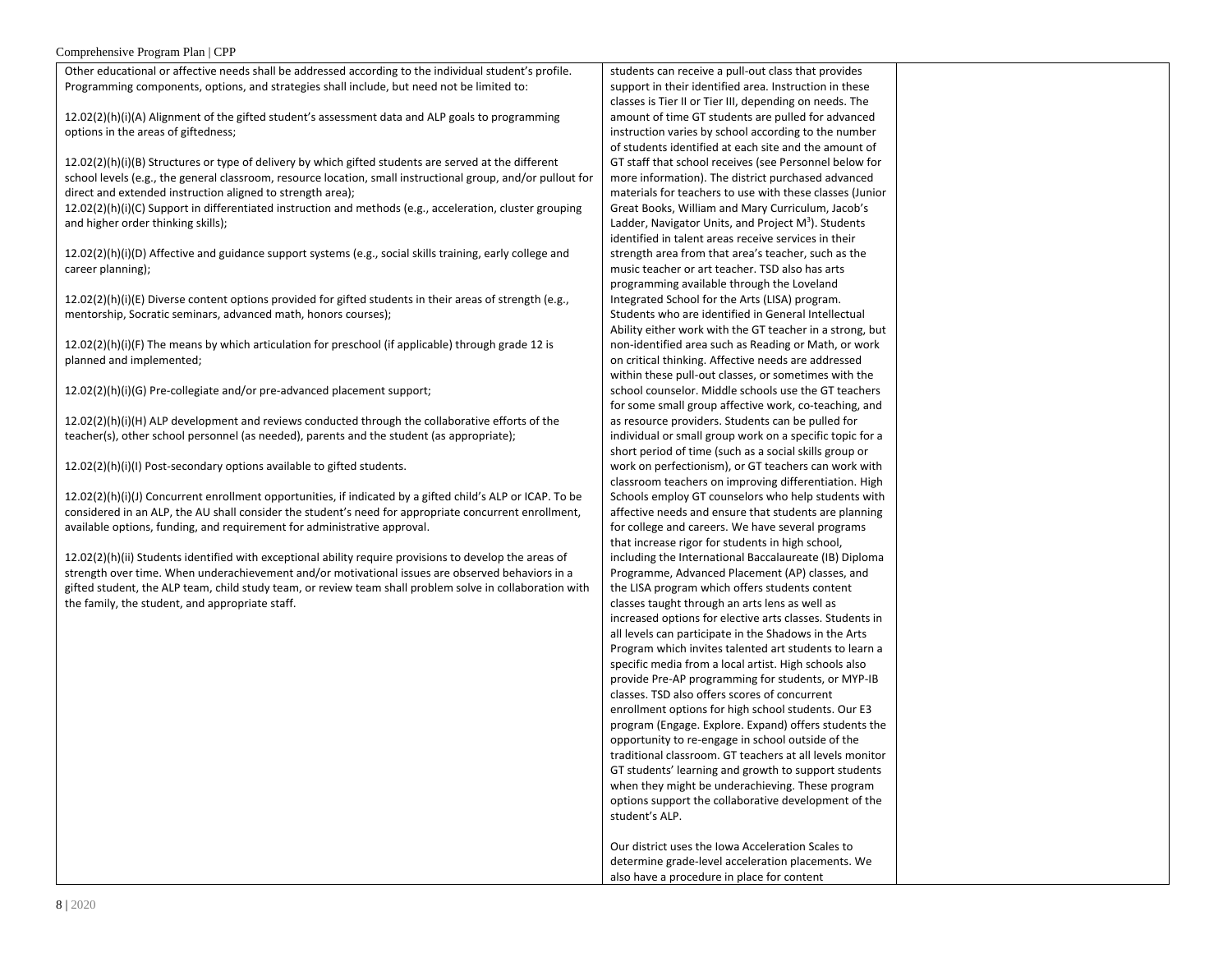| | | |
|---|---|---|
| Other educational or affective needs shall be addressed according to the individual student's profile. Programming components, options, and strategies shall include, but need not be limited to:<br><br>12.02(2)(h)(i)(A) Alignment of the gifted student's assessment data and ALP goals to programming options in the areas of giftedness;<br><br>12.02(2)(h)(i)(B) Structures or type of delivery by which gifted students are served at the different school levels (e.g., the general classroom, resource location, small instructional group, and/or pullout for direct and extended instruction aligned to strength area);<br>12.02(2)(h)(i)(C) Support in differentiated instruction and methods (e.g., acceleration, cluster grouping and higher order thinking skills);<br><br>12.02(2)(h)(i)(D) Affective and guidance support systems (e.g., social skills training, early college and career planning);<br><br>12.02(2)(h)(i)(E) Diverse content options provided for gifted students in their areas of strength (e.g., mentorship, Socratic seminars, advanced math, honors courses);<br><br>12.02(2)(h)(i)(F) The means by which articulation for preschool (if applicable) through grade 12 is planned and implemented;<br><br>12.02(2)(h)(i)(G) Pre-collegiate and/or pre-advanced placement support;<br><br>12.02(2)(h)(i)(H) ALP development and reviews conducted through the collaborative efforts of the teacher(s), other school personnel (as needed), parents and the student (as appropriate);<br><br>12.02(2)(h)(i)(I) Post-secondary options available to gifted students.<br><br>12.02(2)(h)(i)(J) Concurrent enrollment opportunities, if indicated by a gifted child's ALP or ICAP. To be considered in an ALP, the AU shall consider the student's need for appropriate concurrent enrollment, available options, funding, and requirement for administrative approval.<br><br>12.02(2)(h)(ii) Students identified with exceptional ability require provisions to develop the areas of strength over time. When underachievement and/or motivational issues are observed behaviors in a gifted student, the ALP team, child study team, or review team shall problem solve in collaboration with the family, the student, and appropriate staff. | students can receive a pull-out class that provides support in their identified area. Instruction in these classes is Tier II or Tier III, depending on needs. The amount of time GT students are pulled for advanced instruction varies by school according to the number of students identified at each site and the amount of GT staff that school receives (see Personnel below for more information). The district purchased advanced materials for teachers to use with these classes (Junior Great Books, William and Mary Curriculum, Jacob's Ladder, Navigator Units, and Project M[3]). Students identified in talent areas receive services in their strength area from that area's teacher, such as the music teacher or art teacher. TSD also has arts programming available through the Loveland Integrated School for the Arts (LISA) program. Students who are identified in General Intellectual Ability either work with the GT teacher in a strong, but non-identified area such as Reading or Math, or work on critical thinking. Affective needs are addressed within these pull-out classes, or sometimes with the school counselor. Middle schools use the GT teachers for some small group affective work, co-teaching, and as resource providers. Students can be pulled for individual or small group work on a specific topic for a short period of time (such as a social skills group or work on perfectionism), or GT teachers can work with classroom teachers on improving differentiation. High Schools employ GT counselors who help students with affective needs and ensure that students are planning for college and careers. We have several programs that increase rigor for students in high school, including the International Baccalaureate (IB) Diploma Programme, Advanced Placement (AP) classes, and the LISA program which offers students content classes taught through an arts lens as well as increased options for elective arts classes. Students in all levels can participate in the Shadows in the Arts Program which invites talented art students to learn a specific media from a local artist. High schools also provide Pre-AP programming for students, or MYP-IB classes. TSD also offers scores of concurrent enrollment options for high school students. Our E3 program (Engage. Explore. Expand) offers students the opportunity to re-engage in school outside of the traditional classroom. GT teachers at all levels monitor GT students' learning and growth to support students when they might be underachieving. These program options support the collaborative development of the student's ALP.<br><br>Our district uses the Iowa Acceleration Scales to determine grade-level acceleration placements. We also have a procedure in place for content | |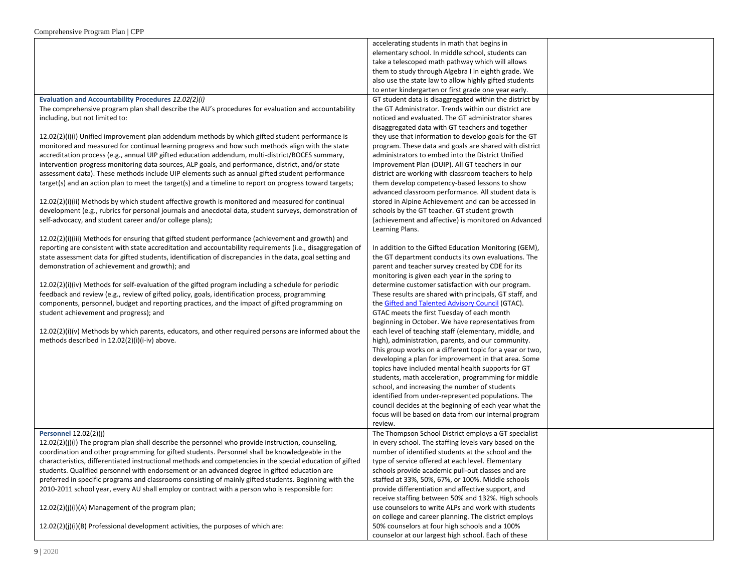| | | |
|---|---|---|
| | accelerating students in math that begins in elementary school. In middle school, students can take a telescoped math pathway which will allows them to study through Algebra I in eighth grade. We also use the state law to allow highly gifted students to enter kindergarten or first grade one year early. | |
| **Evaluation and Accountability Procedures** *12.02(2)(i)*<br>The comprehensive program plan shall describe the AU's procedures for evaluation and accountability including, but not limited to:<br><br>12.02(2)(i)(i) Unified improvement plan addendum methods by which gifted student performance is monitored and measured for continual learning progress and how such methods align with the state accreditation process (e.g., annual UIP gifted education addendum, multi-district/BOCES summary, intervention progress monitoring data sources, ALP goals, and performance, district, and/or state assessment data). These methods include UIP elements such as annual gifted student performance target(s) and an action plan to meet the target(s) and a timeline to report on progress toward targets;<br><br>12.02(2)(i)(ii) Methods by which student affective growth is monitored and measured for continual development (e.g., rubrics for personal journals and anecdotal data, student surveys, demonstration of self-advocacy, and student career and/or college plans);<br><br>12.02(2)(i)(iii) Methods for ensuring that gifted student performance (achievement and growth) and reporting are consistent with state accreditation and accountability requirements (i.e., disaggregation of state assessment data for gifted students, identification of discrepancies in the data, goal setting and demonstration of achievement and growth); and<br><br>12.02(2)(i)(iv) Methods for self-evaluation of the gifted program including a schedule for periodic feedback and review (e.g., review of gifted policy, goals, identification process, programming components, personnel, budget and reporting practices, and the impact of gifted programming on student achievement and progress); and<br><br>12.02(2)(i)(v) Methods by which parents, educators, and other required persons are informed about the methods described in 12.02(2)(i)(i-iv) above. | GT student data is disaggregated within the district by the GT Administrator. Trends within our district are noticed and evaluated. The GT administrator shares disaggregated data with GT teachers and together they use that information to develop goals for the GT program. These data and goals are shared with district administrators to embed into the District Unified Improvement Plan (DUIP). All GT teachers in our district are working with classroom teachers to help them develop competency-based lessons to show advanced classroom performance. All student data is stored in Alpine Achievement and can be accessed in schools by the GT teacher. GT student growth (achievement and affective) is monitored on Advanced Learning Plans.<br><br>In addition to the Gifted Education Monitoring (GEM), the GT department conducts its own evaluations. The parent and teacher survey created by CDE for its monitoring is given each year in the spring to determine customer satisfaction with our program. These results are shared with principals, GT staff, and the [Gifted and Talented Advisory Council](#) (GTAC). GTAC meets the first Tuesday of each month beginning in October. We have representatives from each level of teaching staff (elementary, middle, and high), administration, parents, and our community. This group works on a different topic for a year or two, developing a plan for improvement in that area. Some topics have included mental health supports for GT students, math acceleration, programming for middle school, and increasing the number of students identified from under-represented populations. The council decides at the beginning of each year what the focus will be based on data from our internal program review. | |
| **Personnel** 12.02(2)(j)<br>12.02(2)(j)(i) The program plan shall describe the personnel who provide instruction, counseling, coordination and other programming for gifted students. Personnel shall be knowledgeable in the characteristics, differentiated instructional methods and competencies in the special education of gifted students. Qualified personnel with endorsement or an advanced degree in gifted education are preferred in specific programs and classrooms consisting of mainly gifted students. Beginning with the 2010-2011 school year, every AU shall employ or contract with a person who is responsible for:<br><br>12.02(2)(j)(i)(A) Management of the program plan;<br><br>12.02(2)(j)(i)(B) Professional development activities, the purposes of which are: | The Thompson School District employs a GT specialist in every school. The staffing levels vary based on the number of identified students at the school and the type of service offered at each level. Elementary schools provide academic pull-out classes and are staffed at 33%, 50%, 67%, or 100%. Middle schools provide differentiation and affective support, and receive staffing between 50% and 132%. High schools use counselors to write ALPs and work with students on college and career planning. The district employs 50% counselors at four high schools and a 100% counselor at our largest high school. Each of these | |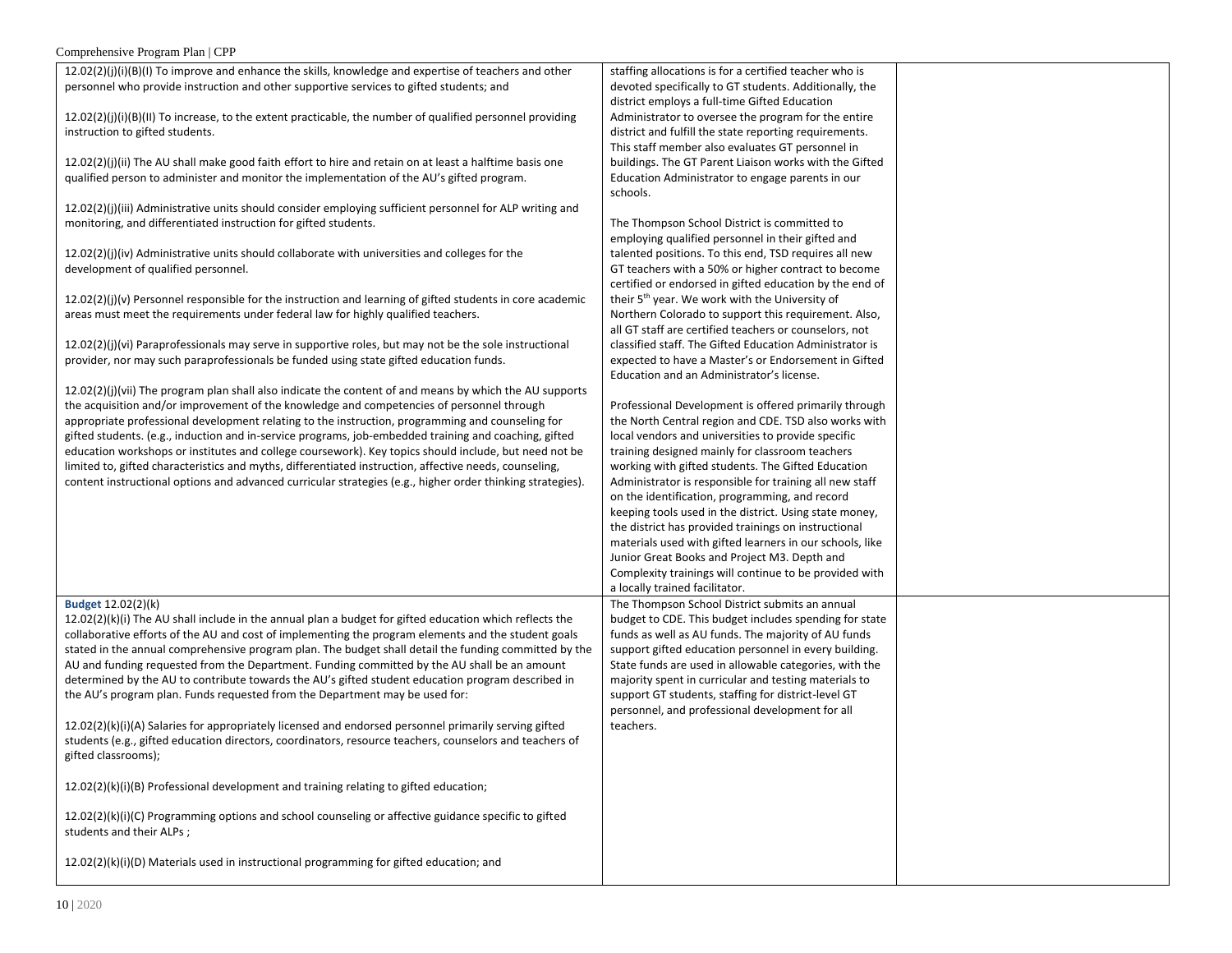| | | |
|---|---|---|
| 12.02(2)(j)(i)(B)(I) To improve and enhance the skills, knowledge and expertise of teachers and other personnel who provide instruction and other supportive services to gifted students; and<br><br>12.02(2)(j)(i)(B)(II) To increase, to the extent practicable, the number of qualified personnel providing instruction to gifted students.<br><br>12.02(2)(j)(ii) The AU shall make good faith effort to hire and retain on at least a halftime basis one qualified person to administer and monitor the implementation of the AU's gifted program.<br><br>12.02(2)(j)(iii) Administrative units should consider employing sufficient personnel for ALP writing and monitoring, and differentiated instruction for gifted students.<br><br>12.02(2)(j)(iv) Administrative units should collaborate with universities and colleges for the development of qualified personnel.<br><br>12.02(2)(j)(v) Personnel responsible for the instruction and learning of gifted students in core academic areas must meet the requirements under federal law for highly qualified teachers.<br><br>12.02(2)(j)(vi) Paraprofessionals may serve in supportive roles, but may not be the sole instructional provider, nor may such paraprofessionals be funded using state gifted education funds.<br><br>12.02(2)(j)(vii) The program plan shall also indicate the content of and means by which the AU supports the acquisition and/or improvement of the knowledge and competencies of personnel through appropriate professional development relating to the instruction, programming and counseling for gifted students. (e.g., induction and in-service programs, job-embedded training and coaching, gifted education workshops or institutes and college coursework). Key topics should include, but need not be limited to, gifted characteristics and myths, differentiated instruction, affective needs, counseling, content instructional options and advanced curricular strategies (e.g., higher order thinking strategies). | staffing allocations is for a certified teacher who is devoted specifically to GT students. Additionally, the district employs a full-time Gifted Education Administrator to oversee the program for the entire district and fulfill the state reporting requirements. This staff member also evaluates GT personnel in buildings. The GT Parent Liaison works with the Gifted Education Administrator to engage parents in our schools.<br><br>The Thompson School District is committed to employing qualified personnel in their gifted and talented positions. To this end, TSD requires all new GT teachers with a 50% or higher contract to become certified or endorsed in gifted education by the end of their 5th year. We work with the University of Northern Colorado to support this requirement. Also, all GT staff are certified teachers or counselors, not classified staff. The Gifted Education Administrator is expected to have a Master's or Endorsement in Gifted Education and an Administrator's license.<br><br>Professional Development is offered primarily through the North Central region and CDE. TSD also works with local vendors and universities to provide specific training designed mainly for classroom teachers working with gifted students. The Gifted Education Administrator is responsible for training all new staff on the identification, programming, and record keeping tools used in the district. Using state money, the district has provided trainings on instructional materials used with gifted learners in our schools, like Junior Great Books and Project M3. Depth and Complexity trainings will continue to be provided with a locally trained facilitator. | |
| **Budget** 12.02(2)(k)<br>12.02(2)(k)(i) The AU shall include in the annual plan a budget for gifted education which reflects the collaborative efforts of the AU and cost of implementing the program elements and the student goals stated in the annual comprehensive program plan. The budget shall detail the funding committed by the AU and funding requested from the Department. Funding committed by the AU shall be an amount determined by the AU to contribute towards the AU's gifted student education program described in the AU's program plan. Funds requested from the Department may be used for:<br><br>12.02(2)(k)(i)(A) Salaries for appropriately licensed and endorsed personnel primarily serving gifted students (e.g., gifted education directors, coordinators, resource teachers, counselors and teachers of gifted classrooms);<br><br>12.02(2)(k)(i)(B) Professional development and training relating to gifted education;<br><br>12.02(2)(k)(i)(C) Programming options and school counseling or affective guidance specific to gifted students and their ALPs ;<br><br>12.02(2)(k)(i)(D) Materials used in instructional programming for gifted education; and | The Thompson School District submits an annual budget to CDE. This budget includes spending for state funds as well as AU funds. The majority of AU funds support gifted education personnel in every building. State funds are used in allowable categories, with the majority spent in curricular and testing materials to support GT students, staffing for district-level GT personnel, and professional development for all teachers. | |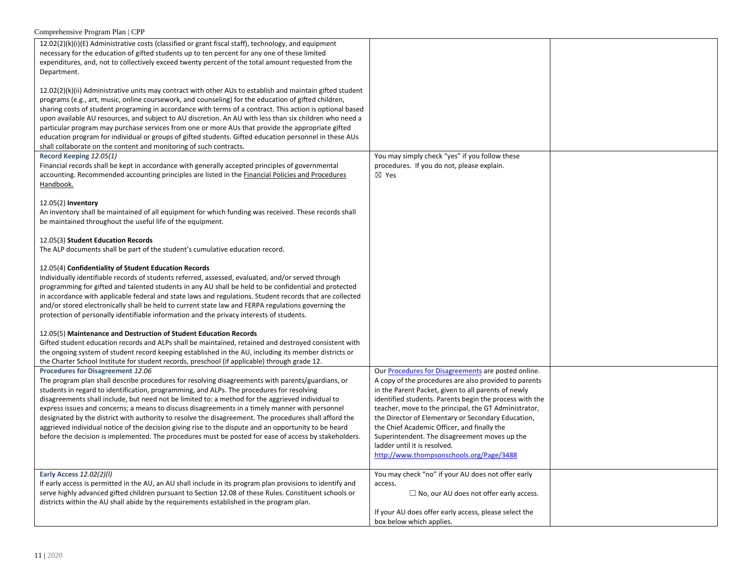| | | |
|---|---|---|
| 12.02(2)(k)(i)(E) Administrative costs (classified or grant fiscal staff), technology, and equipment necessary for the education of gifted students up to ten percent for any one of these limited expenditures, and, not to collectively exceed twenty percent of the total amount requested from the Department.<br><br>12.02(2)(k)(ii) Administrative units may contract with other AUs to establish and maintain gifted student programs (e.g., art, music, online coursework, and counseling) for the education of gifted children, sharing costs of student programing in accordance with terms of a contract. This action is optional based upon available AU resources, and subject to AU discretion. An AU with less than six children who need a particular program may purchase services from one or more AUs that provide the appropriate gifted education program for individual or groups of gifted students. Gifted education personnel in these AUs shall collaborate on the content and monitoring of such contracts. | | |
| **Record Keeping** *12.05(1)*<br>Financial records shall be kept in accordance with generally accepted principles of governmental accounting. Recommended accounting principles are listed in the Financial Policies and Procedures Handbook.<br><br>12.05(2) **Inventory**<br>An inventory shall be maintained of all equipment for which funding was received. These records shall be maintained throughout the useful life of the equipment.<br><br>12.05(3) **Student Education Records**<br>The ALP documents shall be part of the student's cumulative education record.<br><br>12.05(4) **Confidentiality of Student Education Records**<br>Individually identifiable records of students referred, assessed, evaluated, and/or served through programming for gifted and talented students in any AU shall be held to be confidential and protected in accordance with applicable federal and state laws and regulations. Student records that are collected and/or stored electronically shall be held to current state law and FERPA regulations governing the protection of personally identifiable information and the privacy interests of students.<br><br>12.05(5) **Maintenance and Destruction of Student Education Records**<br>Gifted student education records and ALPs shall be maintained, retained and destroyed consistent with the ongoing system of student record keeping established in the AU, including its member districts or the Charter School Institute for student records, preschool (if applicable) through grade 12. | You may simply check "yes" if you follow these procedures. If you do not, please explain.<br>☒ Yes | |
| **Procedures for Disagreement** *12.06*<br>The program plan shall describe procedures for resolving disagreements with parents/guardians, or students in regard to identification, programming, and ALPs. The procedures for resolving disagreements shall include, but need not be limited to: a method for the aggrieved individual to express issues and concerns; a means to discuss disagreements in a timely manner with personnel designated by the district with authority to resolve the disagreement. The procedures shall afford the aggrieved individual notice of the decision giving rise to the dispute and an opportunity to be heard before the decision is implemented. The procedures must be posted for ease of access by stakeholders. | Our Procedures for Disagreements are posted online. A copy of the procedures are also provided to parents in the Parent Packet, given to all parents of newly identified students. Parents begin the process with the teacher, move to the principal, the GT Administrator, the Director of Elementary or Secondary Education, the Chief Academic Officer, and finally the Superintendent. The disagreement moves up the ladder until it is resolved.<br>http://www.thompsonschools.org/Page/3488 | |
| **Early Access** *12.02(2)(l)*<br>If early access is permitted in the AU, an AU shall include in its program plan provisions to identify and serve highly advanced gifted children pursuant to Section 12.08 of these Rules. Constituent schools or districts within the AU shall abide by the requirements established in the program plan. | You may check "no" if your AU does not offer early access.<br>☐ No, our AU does not offer early access.<br><br>If your AU does offer early access, please select the box below which applies. | |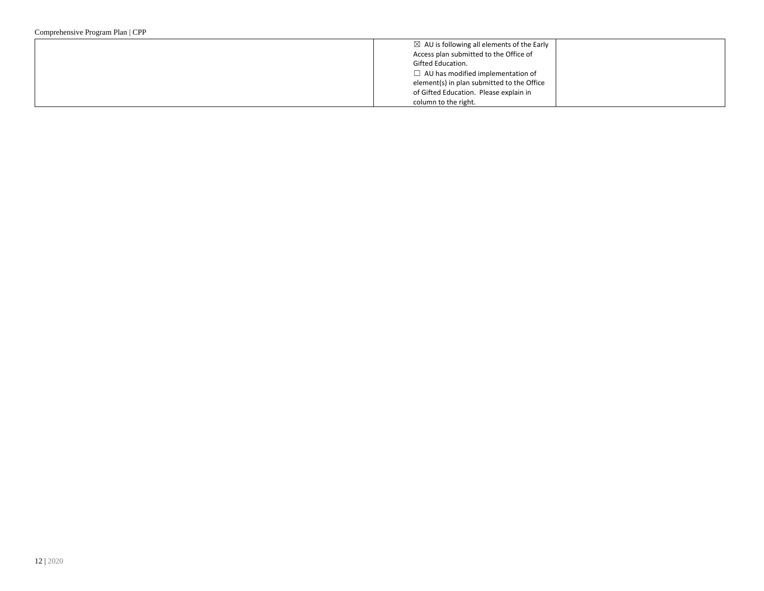| | | |
|---|---|---|
| | ☒ AU is following all elements of the Early Access plan submitted to the Office of Gifted Education.<br>☐ AU has modified implementation of element(s) in plan submitted to the Office of Gifted Education. Please explain in column to the right. | |